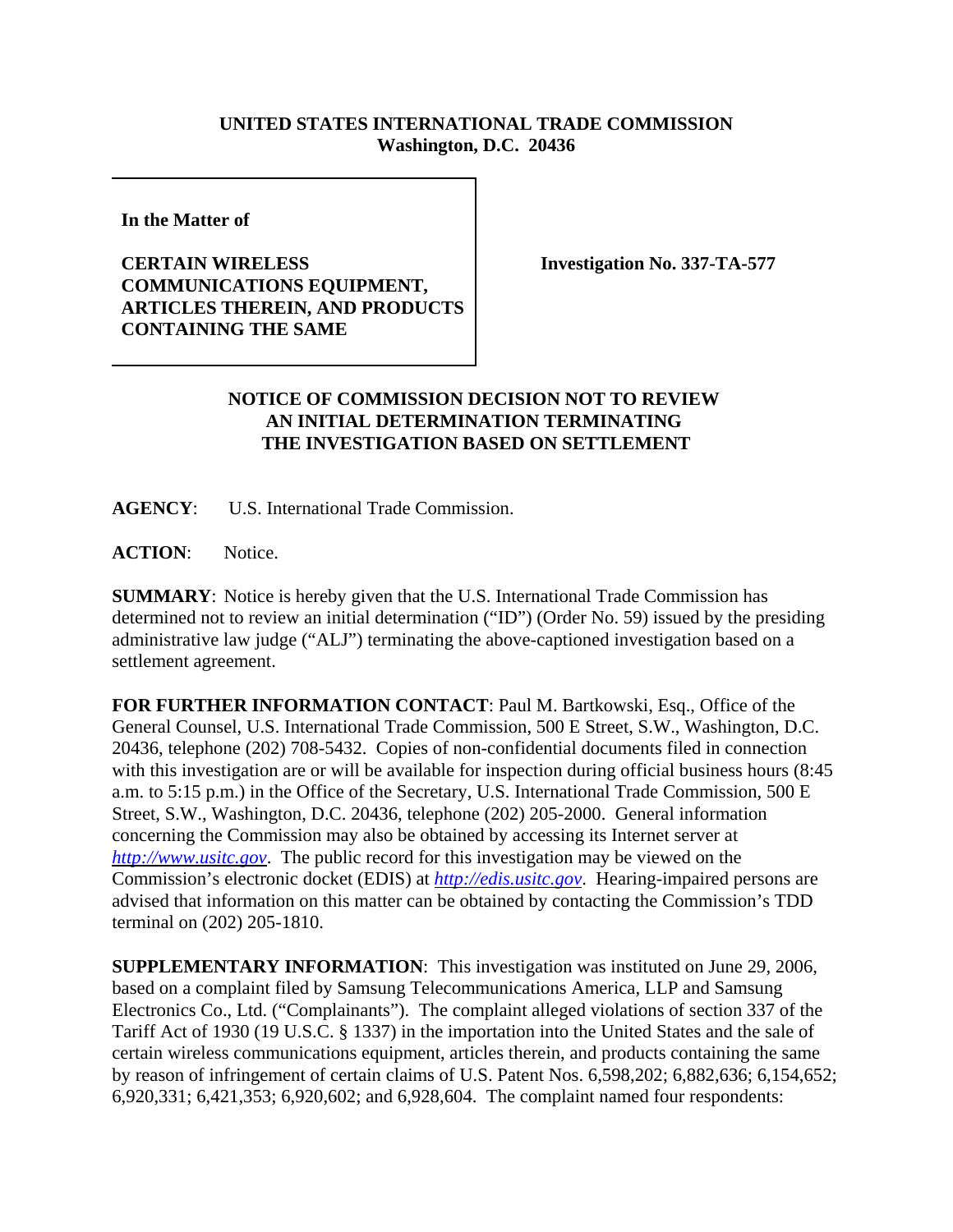**UNITED STATES INTERNATIONAL TRADE COMMISSION**
**Washington, D.C. 20436**

**In the Matter of**

**CERTAIN WIRELESS COMMUNICATIONS EQUIPMENT, ARTICLES THEREIN, AND PRODUCTS CONTAINING THE SAME**

**Investigation No. 337-TA-577**

## NOTICE OF COMMISSION DECISION NOT TO REVIEW AN INITIAL DETERMINATION TERMINATING THE INVESTIGATION BASED ON SETTLEMENT

**AGENCY**: U.S. International Trade Commission.

**ACTION**: Notice.

**SUMMARY**: Notice is hereby given that the U.S. International Trade Commission has determined not to review an initial determination ("ID") (Order No. 59) issued by the presiding administrative law judge ("ALJ") terminating the above-captioned investigation based on a settlement agreement.

**FOR FURTHER INFORMATION CONTACT**: Paul M. Bartkowski, Esq., Office of the General Counsel, U.S. International Trade Commission, 500 E Street, S.W., Washington, D.C. 20436, telephone (202) 708-5432. Copies of non-confidential documents filed in connection with this investigation are or will be available for inspection during official business hours (8:45 a.m. to 5:15 p.m.) in the Office of the Secretary, U.S. International Trade Commission, 500 E Street, S.W., Washington, D.C. 20436, telephone (202) 205-2000. General information concerning the Commission may also be obtained by accessing its Internet server at *http://www.usitc.gov*. The public record for this investigation may be viewed on the Commission's electronic docket (EDIS) at *http://edis.usitc.gov*. Hearing-impaired persons are advised that information on this matter can be obtained by contacting the Commission's TDD terminal on (202) 205-1810.

**SUPPLEMENTARY INFORMATION**: This investigation was instituted on June 29, 2006, based on a complaint filed by Samsung Telecommunications America, LLP and Samsung Electronics Co., Ltd. ("Complainants"). The complaint alleged violations of section 337 of the Tariff Act of 1930 (19 U.S.C. § 1337) in the importation into the United States and the sale of certain wireless communications equipment, articles therein, and products containing the same by reason of infringement of certain claims of U.S. Patent Nos. 6,598,202; 6,882,636; 6,154,652; 6,920,331; 6,421,353; 6,920,602; and 6,928,604. The complaint named four respondents: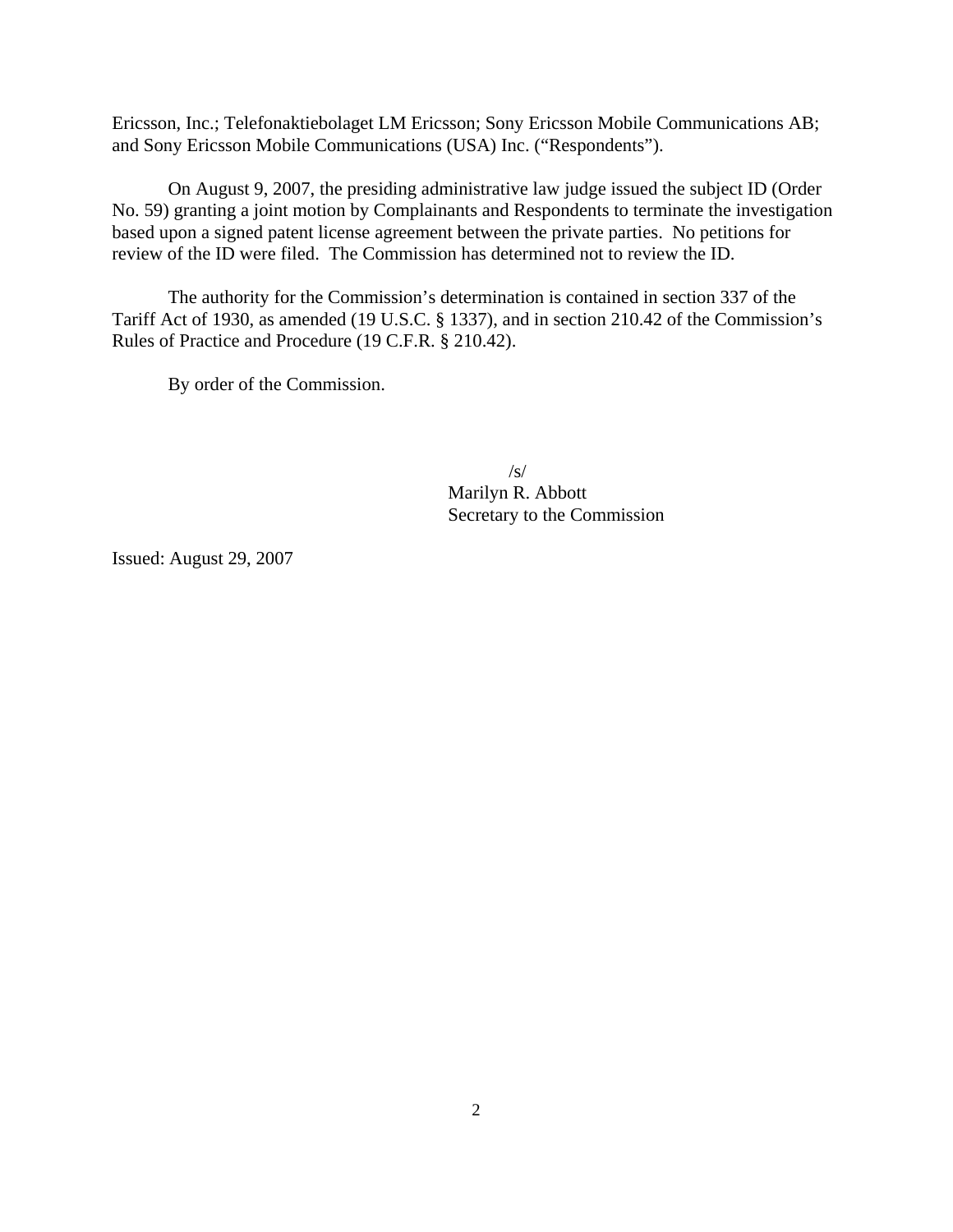Ericsson, Inc.; Telefonaktiebolaget LM Ericsson; Sony Ericsson Mobile Communications AB; and Sony Ericsson Mobile Communications (USA) Inc. ("Respondents").

On August 9, 2007, the presiding administrative law judge issued the subject ID (Order No. 59) granting a joint motion by Complainants and Respondents to terminate the investigation based upon a signed patent license agreement between the private parties. No petitions for review of the ID were filed. The Commission has determined not to review the ID.

The authority for the Commission's determination is contained in section 337 of the Tariff Act of 1930, as amended (19 U.S.C. § 1337), and in section 210.42 of the Commission's Rules of Practice and Procedure (19 C.F.R. § 210.42).

By order of the Commission.

/s/
Marilyn R. Abbott
Secretary to the Commission

Issued: August 29, 2007